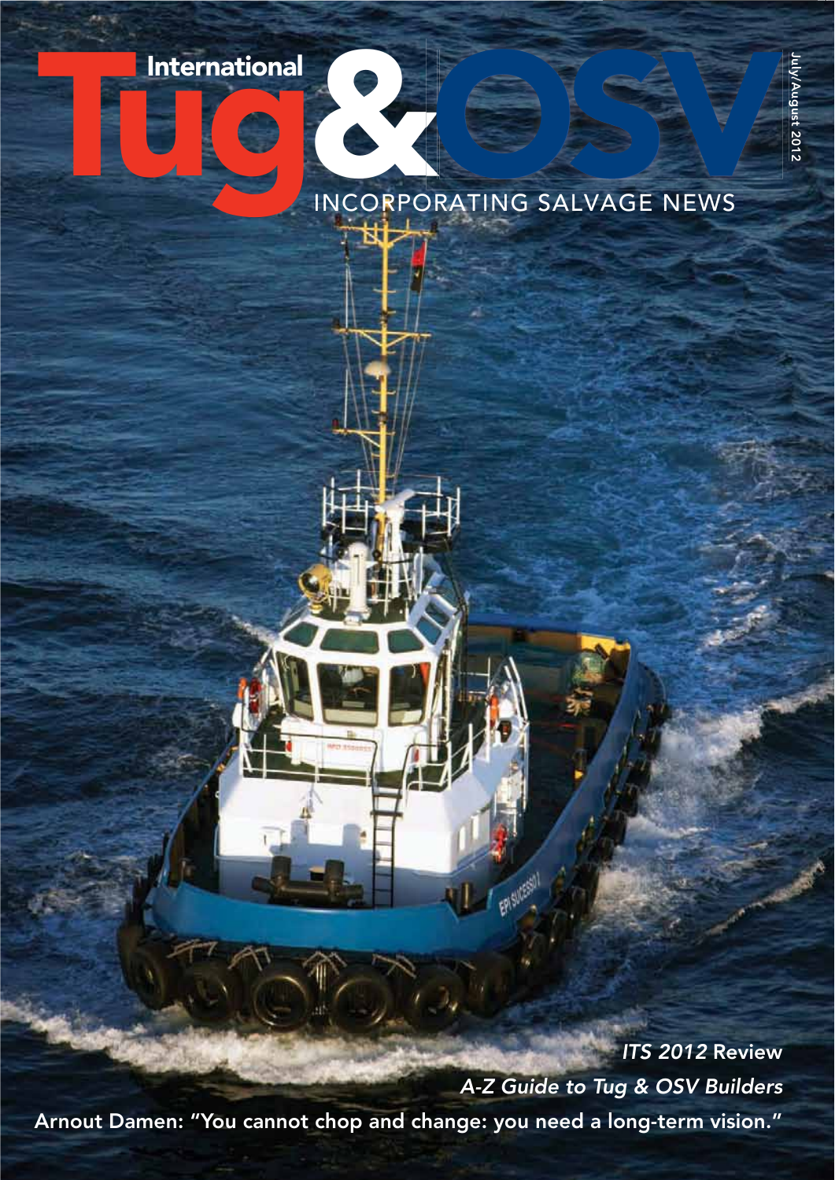# International Tug & OSV

INCORPORATING SALVAGE NEWS

July/August 2012

*ITS 2012* Review

*A-Z Guide to Tug & OSV Builders*

Arnout Damen: "You cannot chop and change: you need a long-term vision."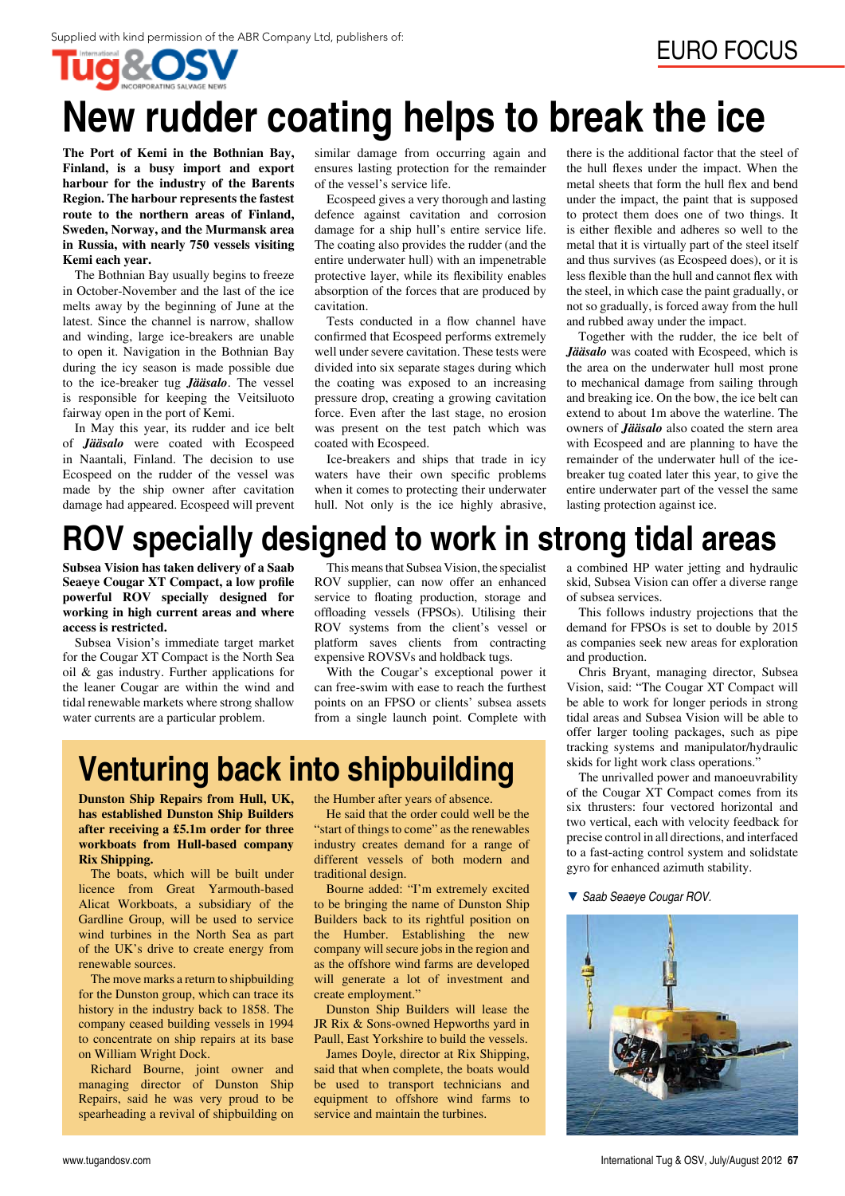Supplied with kind permission of the ABR Company Ltd, publishers of:

EURO FOCUS

# New rudder coating helps to break the ice

**The Port of Kemi in the Bothnian Bay, Finland, is a busy import and export harbour for the industry of the Barents Region. The harbour represents the fastest route to the northern areas of Finland, Sweden, Norway, and the Murmansk area in Russia, with nearly 750 vessels visiting Kemi each year.**

The Bothnian Bay usually begins to freeze in October-November and the last of the ice melts away by the beginning of June at the latest. Since the channel is narrow, shallow and winding, large ice-breakers are unable to open it. Navigation in the Bothnian Bay during the icy season is made possible due to the ice-breaker tug ***Jääsalo***. The vessel is responsible for keeping the Veitsiluoto fairway open in the port of Kemi.

In May this year, its rudder and ice belt of ***Jääsalo*** were coated with Ecospeed in Naantali, Finland. The decision to use Ecospeed on the rudder of the vessel was made by the ship owner after cavitation damage had appeared. Ecospeed will prevent similar damage from occurring again and ensures lasting protection for the remainder of the vessel's service life.

Ecospeed gives a very thorough and lasting defence against cavitation and corrosion damage for a ship hull's entire service life. The coating also provides the rudder (and the entire underwater hull) with an impenetrable protective layer, while its flexibility enables absorption of the forces that are produced by cavitation.

Tests conducted in a flow channel have confirmed that Ecospeed performs extremely well under severe cavitation. These tests were divided into six separate stages during which the coating was exposed to an increasing pressure drop, creating a growing cavitation force. Even after the last stage, no erosion was present on the test patch which was coated with Ecospeed.

Ice-breakers and ships that trade in icy waters have their own specific problems when it comes to protecting their underwater hull. Not only is the ice highly abrasive, there is the additional factor that the steel of the hull flexes under the impact. When the metal sheets that form the hull flex and bend under the impact, the paint that is supposed to protect them does one of two things. It is either flexible and adheres so well to the metal that it is virtually part of the steel itself and thus survives (as Ecospeed does), or it is less flexible than the hull and cannot flex with the steel, in which case the paint gradually, or not so gradually, is forced away from the hull and rubbed away under the impact.

Together with the rudder, the ice belt of ***Jääsalo*** was coated with Ecospeed, which is the area on the underwater hull most prone to mechanical damage from sailing through and breaking ice. On the bow, the ice belt can extend to about 1m above the waterline. The owners of ***Jääsalo*** also coated the stern area with Ecospeed and are planning to have the remainder of the underwater hull of the ice-breaker tug coated later this year, to give the entire underwater part of the vessel the same lasting protection against ice.

# ROV specially designed to work in strong tidal areas

**Subsea Vision has taken delivery of a Saab Seaeye Cougar XT Compact, a low profile powerful ROV specially designed for working in high current areas and where access is restricted.**

Subsea Vision's immediate target market for the Cougar XT Compact is the North Sea oil & gas industry. Further applications for the leaner Cougar are within the wind and tidal renewable markets where strong shallow water currents are a particular problem.

This means that Subsea Vision, the specialist ROV supplier, can now offer an enhanced service to floating production, storage and offloading vessels (FPSOs). Utilising their ROV systems from the client's vessel or platform saves clients from contracting expensive ROVSVs and holdback tugs.

With the Cougar's exceptional power it can free-swim with ease to reach the furthest points on an FPSO or clients' subsea assets from a single launch point. Complete with a combined HP water jetting and hydraulic skid, Subsea Vision can offer a diverse range of subsea services.

This follows industry projections that the demand for FPSOs is set to double by 2015 as companies seek new areas for exploration and production.

Chris Bryant, managing director, Subsea Vision, said: "The Cougar XT Compact will be able to work for longer periods in strong tidal areas and Subsea Vision will be able to offer larger tooling packages, such as pipe tracking systems and manipulator/hydraulic skids for light work class operations."

The unrivalled power and manoeuvrability of the Cougar XT Compact comes from its six thrusters: four vectored horizontal and two vertical, each with velocity feedback for precise control in all directions, and interfaced to a fast-acting control system and solidstate gyro for enhanced azimuth stability.

▼ *Saab Seaeye Cougar ROV.*

# Venturing back into shipbuilding

**Dunston Ship Repairs from Hull, UK, has established Dunston Ship Builders after receiving a £5.1m order for three workboats from Hull-based company Rix Shipping.**

The boats, which will be built under licence from Great Yarmouth-based Alicat Workboats, a subsidiary of the Gardline Group, will be used to service wind turbines in the North Sea as part of the UK's drive to create energy from renewable sources.

The move marks a return to shipbuilding for the Dunston group, which can trace its history in the industry back to 1858. The company ceased building vessels in 1994 to concentrate on ship repairs at its base on William Wright Dock.

Richard Bourne, joint owner and managing director of Dunston Ship Repairs, said he was very proud to be spearheading a revival of shipbuilding on the Humber after years of absence.

He said that the order could well be the "start of things to come" as the renewables industry creates demand for a range of different vessels of both modern and traditional design.

Bourne added: "I'm extremely excited to be bringing the name of Dunston Ship Builders back to its rightful position on the Humber. Establishing the new company will secure jobs in the region and as the offshore wind farms are developed will generate a lot of investment and create employment."

Dunston Ship Builders will lease the JR Rix & Sons-owned Hepworths yard in Paull, East Yorkshire to build the vessels.

James Doyle, director at Rix Shipping, said that when complete, the boats would be used to transport technicians and equipment to offshore wind farms to service and maintain the turbines.